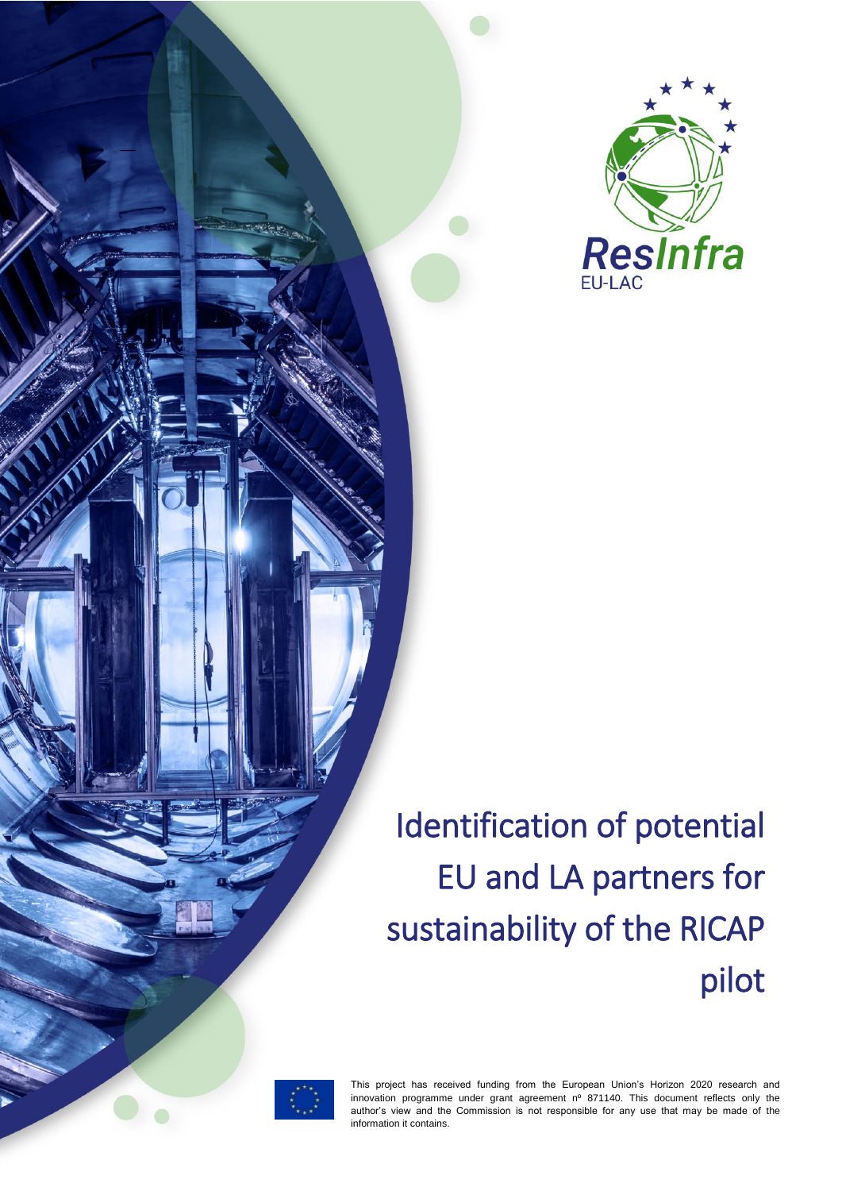ResInfra

EU-LAC

# Identification of potential EU and LA partners for sustainability of the RICAP pilot

This project has received funding from the European Union's Horizon 2020 research and innovation programme under grant agreement nº 871140. This document reflects only the author's view and the Commission is not responsible for any use that may be made of the information it contains.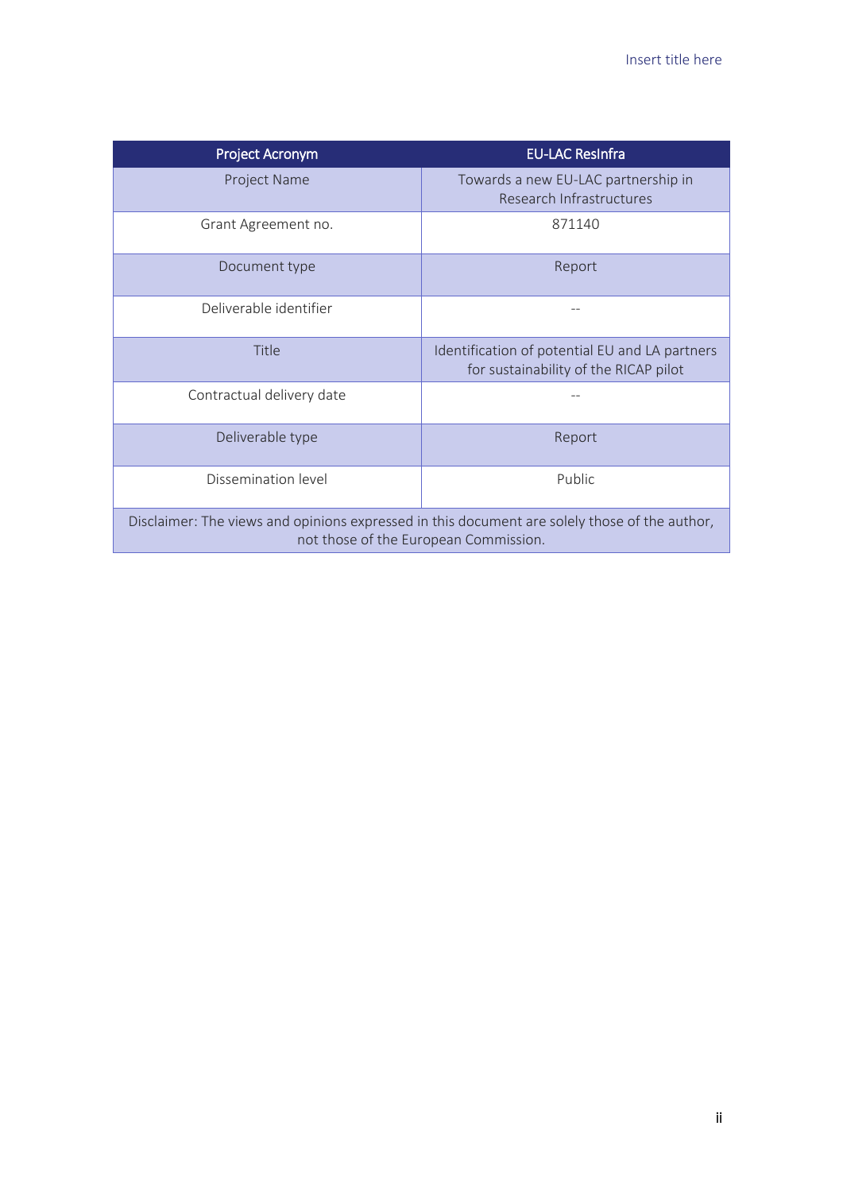| Project Acronym | EU-LAC ResInfra |
|---|---|
| Project Name | Towards a new EU-LAC partnership in Research Infrastructures |
| Grant Agreement no. | 871140 |
| Document type | Report |
| Deliverable identifier | -- |
| Title | Identification of potential EU and LA partners for sustainability of the RICAP pilot |
| Contractual delivery date | -- |
| Deliverable type | Report |
| Dissemination level | Public |
| Disclaimer: The views and opinions expressed in this document are solely those of the author, not those of the European Commission. | |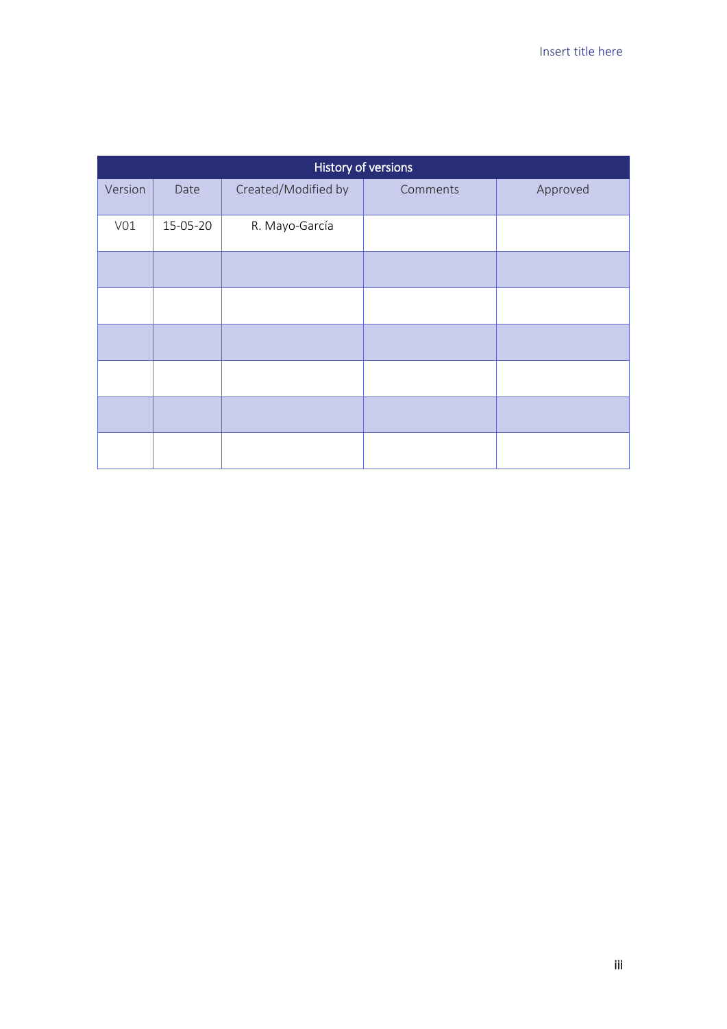| History of versions | | | | |
|---|---|---|---|---|
| Version | Date | Created/Modified by | Comments | Approved |
| V01 | 15-05-20 | R. Mayo-García | | |
| | | | | |
| | | | | |
| | | | | |
| | | | | |
| | | | | |
| | | | | |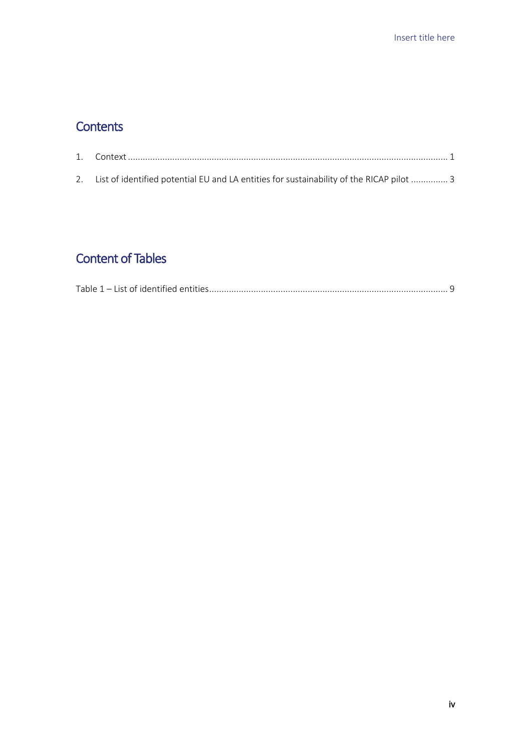## Contents

1. Context ........................................................................................................................... 1
2. List of identified potential EU and LA entities for sustainability of the RICAP pilot ............... 3

## Content of Tables

Table 1 – List of identified entities ............................................................................................ 9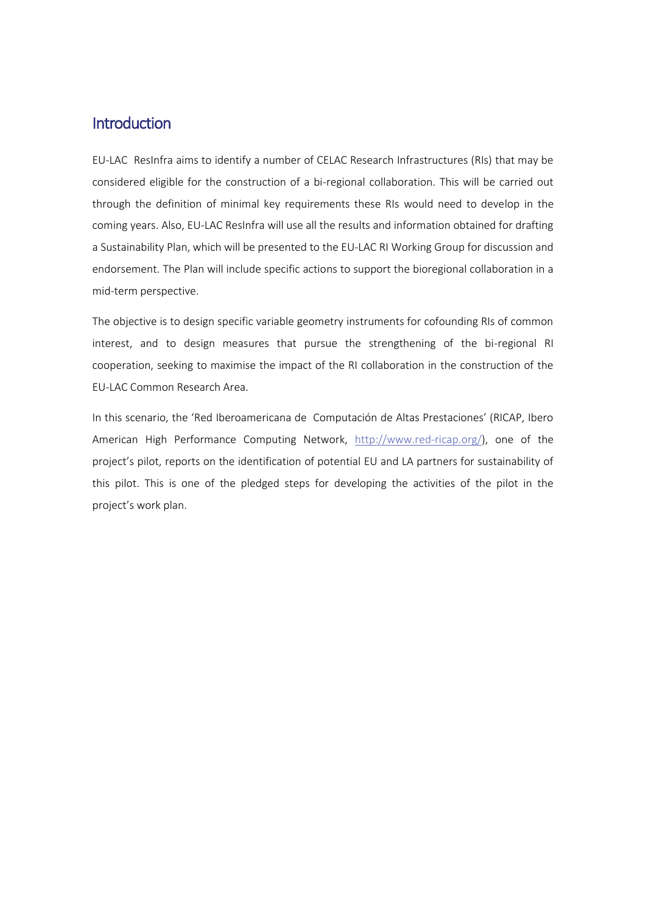# Introduction

EU-LAC ResInfra aims to identify a number of CELAC Research Infrastructures (RIs) that may be considered eligible for the construction of a bi-regional collaboration. This will be carried out through the definition of minimal key requirements these RIs would need to develop in the coming years. Also, EU-LAC ResInfra will use all the results and information obtained for drafting a Sustainability Plan, which will be presented to the EU-LAC RI Working Group for discussion and endorsement. The Plan will include specific actions to support the bioregional collaboration in a mid-term perspective.

The objective is to design specific variable geometry instruments for cofounding RIs of common interest, and to design measures that pursue the strengthening of the bi-regional RI cooperation, seeking to maximise the impact of the RI collaboration in the construction of the EU-LAC Common Research Area.

In this scenario, the 'Red Iberoamericana de Computación de Altas Prestaciones' (RICAP, Ibero American High Performance Computing Network, [http://www.red-ricap.org/](http://www.red-ricap.org/)), one of the project's pilot, reports on the identification of potential EU and LA partners for sustainability of this pilot. This is one of the pledged steps for developing the activities of the pilot in the project's work plan.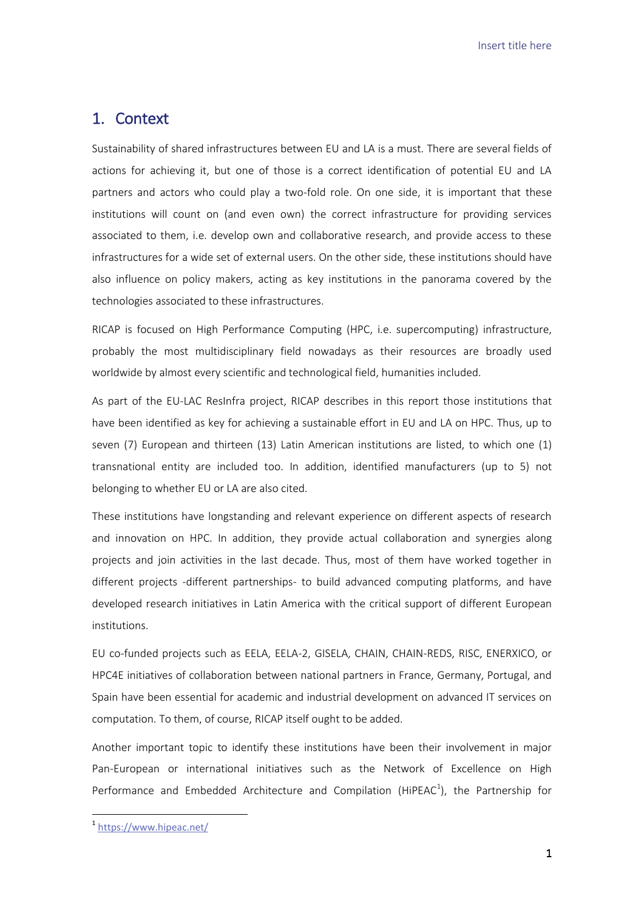# 1. Context

Sustainability of shared infrastructures between EU and LA is a must. There are several fields of actions for achieving it, but one of those is a correct identification of potential EU and LA partners and actors who could play a two-fold role. On one side, it is important that these institutions will count on (and even own) the correct infrastructure for providing services associated to them, i.e. develop own and collaborative research, and provide access to these infrastructures for a wide set of external users. On the other side, these institutions should have also influence on policy makers, acting as key institutions in the panorama covered by the technologies associated to these infrastructures.

RICAP is focused on High Performance Computing (HPC, i.e. supercomputing) infrastructure, probably the most multidisciplinary field nowadays as their resources are broadly used worldwide by almost every scientific and technological field, humanities included.

As part of the EU-LAC ResInfra project, RICAP describes in this report those institutions that have been identified as key for achieving a sustainable effort in EU and LA on HPC. Thus, up to seven (7) European and thirteen (13) Latin American institutions are listed, to which one (1) transnational entity are included too. In addition, identified manufacturers (up to 5) not belonging to whether EU or LA are also cited.

These institutions have longstanding and relevant experience on different aspects of research and innovation on HPC. In addition, they provide actual collaboration and synergies along projects and join activities in the last decade. Thus, most of them have worked together in different projects -different partnerships- to build advanced computing platforms, and have developed research initiatives in Latin America with the critical support of different European institutions.

EU co-funded projects such as EELA, EELA-2, GISELA, CHAIN, CHAIN-REDS, RISC, ENERXICO, or HPC4E initiatives of collaboration between national partners in France, Germany, Portugal, and Spain have been essential for academic and industrial development on advanced IT services on computation. To them, of course, RICAP itself ought to be added.

Another important topic to identify these institutions have been their involvement in major Pan-European or international initiatives such as the Network of Excellence on High Performance and Embedded Architecture and Compilation (HiPEAC[1]), the Partnership for

[1] https://www.hipeac.net/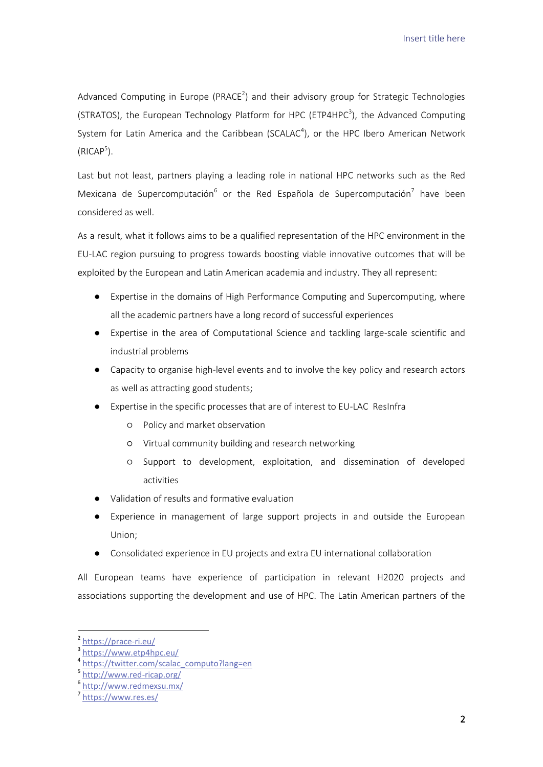Advanced Computing in Europe (PRACE[2]) and their advisory group for Strategic Technologies (STRATOS), the European Technology Platform for HPC (ETP4HPC[3]), the Advanced Computing System for Latin America and the Caribbean (SCALAC[4]), or the HPC Ibero American Network (RICAP[5]).

Last but not least, partners playing a leading role in national HPC networks such as the Red Mexicana de Supercomputación[6] or the Red Española de Supercomputación[7] have been considered as well.

As a result, what it follows aims to be a qualified representation of the HPC environment in the EU-LAC region pursuing to progress towards boosting viable innovative outcomes that will be exploited by the European and Latin American academia and industry. They all represent:

- Expertise in the domains of High Performance Computing and Supercomputing, where all the academic partners have a long record of successful experiences
- Expertise in the area of Computational Science and tackling large-scale scientific and industrial problems
- Capacity to organise high-level events and to involve the key policy and research actors as well as attracting good students;
- Expertise in the specific processes that are of interest to EU-LAC ResInfra
  - Policy and market observation
  - Virtual community building and research networking
  - Support to development, exploitation, and dissemination of developed activities
- Validation of results and formative evaluation
- Experience in management of large support projects in and outside the European Union;
- Consolidated experience in EU projects and extra EU international collaboration

All European teams have experience of participation in relevant H2020 projects and associations supporting the development and use of HPC. The Latin American partners of the

---

[2] https://prace-ri.eu/
[3] https://www.etp4hpc.eu/
[4] https://twitter.com/scalac_computo?lang=en
[5] http://www.red-ricap.org/
[6] http://www.redmexsu.mx/
[7] https://www.res.es/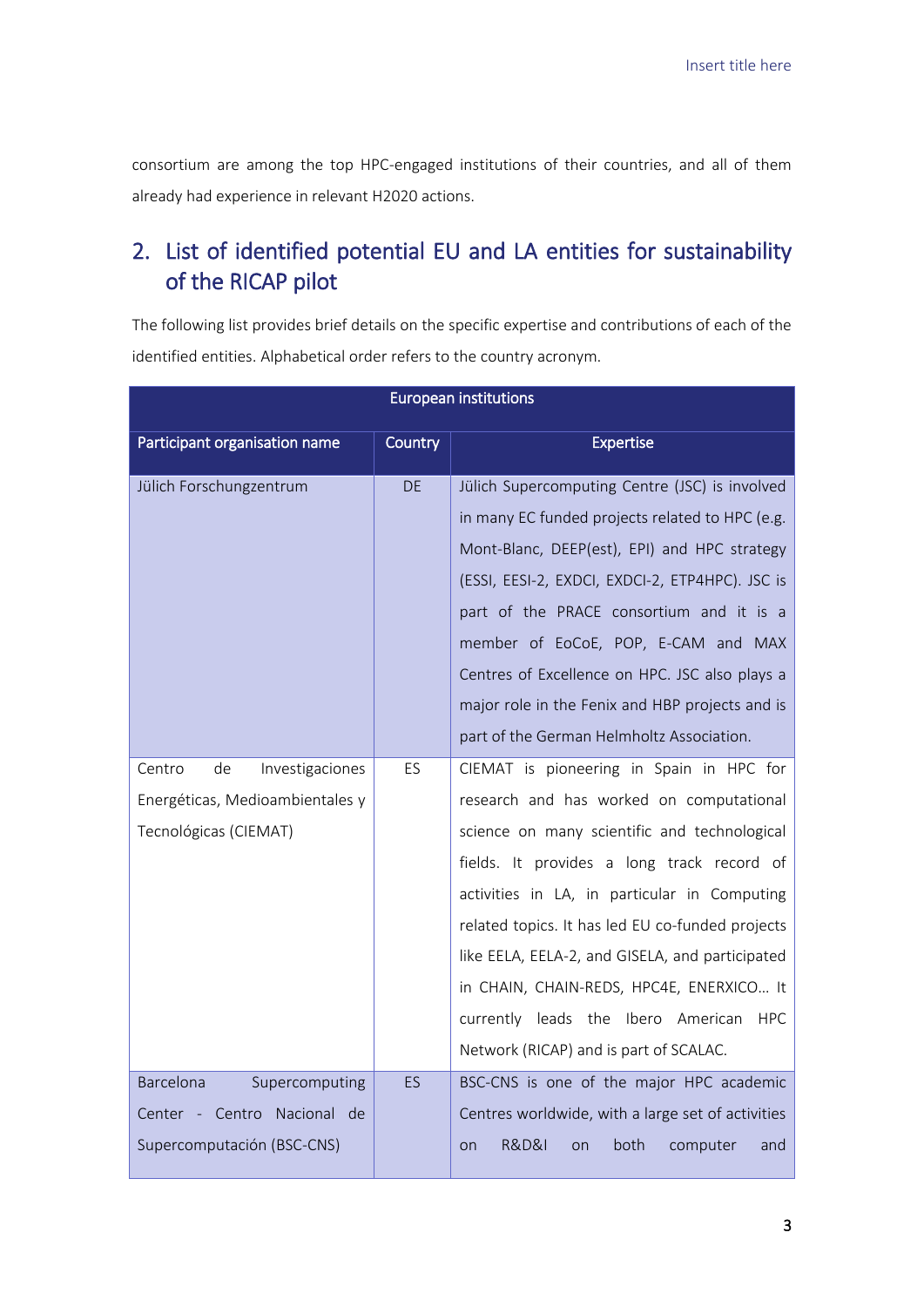consortium are among the top HPC-engaged institutions of their countries, and all of them already had experience in relevant H2020 actions.

## 2. List of identified potential EU and LA entities for sustainability of the RICAP pilot

The following list provides brief details on the specific expertise and contributions of each of the identified entities. Alphabetical order refers to the country acronym.

| European institutions | | |
|---|---|---|
| **Participant organisation name** | **Country** | **Expertise** |
| Jülich Forschungzentrum | DE | Jülich Supercomputing Centre (JSC) is involved in many EC funded projects related to HPC (e.g. Mont-Blanc, DEEP(est), EPI) and HPC strategy (ESSI, EESI-2, EXDCI, EXDCI-2, ETP4HPC). JSC is part of the PRACE consortium and it is a member of EoCoE, POP, E-CAM and MAX Centres of Excellence on HPC. JSC also plays a major role in the Fenix and HBP projects and is part of the German Helmholtz Association. |
| Centro de Investigaciones Energéticas, Medioambientales y Tecnológicas (CIEMAT) | ES | CIEMAT is pioneering in Spain in HPC for research and has worked on computational science on many scientific and technological fields. It provides a long track record of activities in LA, in particular in Computing related topics. It has led EU co-funded projects like EELA, EELA-2, and GISELA, and participated in CHAIN, CHAIN-REDS, HPC4E, ENERXICO… It currently leads the Ibero American HPC Network (RICAP) and is part of SCALAC. |
| Barcelona Supercomputing Center - Centro Nacional de Supercomputación (BSC-CNS) | ES | BSC-CNS is one of the major HPC academic Centres worldwide, with a large set of activities on R&D&I on both computer and |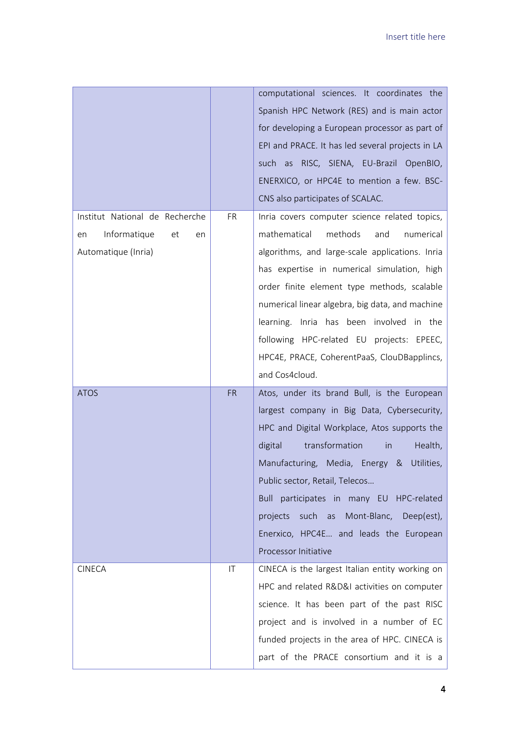| | | |
|---|---|---|
| | | computational sciences. It coordinates the Spanish HPC Network (RES) and is main actor for developing a European processor as part of EPI and PRACE. It has led several projects in LA such as RISC, SIENA, EU-Brazil OpenBIO, ENERXICO, or HPC4E to mention a few. BSC-CNS also participates of SCALAC. |
| Institut National de Recherche en Informatique et en Automatique (Inria) | FR | Inria covers computer science related topics, mathematical methods and numerical algorithms, and large-scale applications. Inria has expertise in numerical simulation, high order finite element type methods, scalable numerical linear algebra, big data, and machine learning. Inria has been involved in the following HPC-related EU projects: EPEEC, HPC4E, PRACE, CoherentPaaS, ClouDBapplincs, and Cos4cloud. |
| ATOS | FR | Atos, under its brand Bull, is the European largest company in Big Data, Cybersecurity, HPC and Digital Workplace, Atos supports the digital transformation in Health, Manufacturing, Media, Energy & Utilities, Public sector, Retail, Telecos… Bull participates in many EU HPC-related projects such as Mont-Blanc, Deep(est), Enerxico, HPC4E… and leads the European Processor Initiative |
| CINECA | IT | CINECA is the largest Italian entity working on HPC and related R&D&I activities on computer science. It has been part of the past RISC project and is involved in a number of EC funded projects in the area of HPC. CINECA is part of the PRACE consortium and it is a |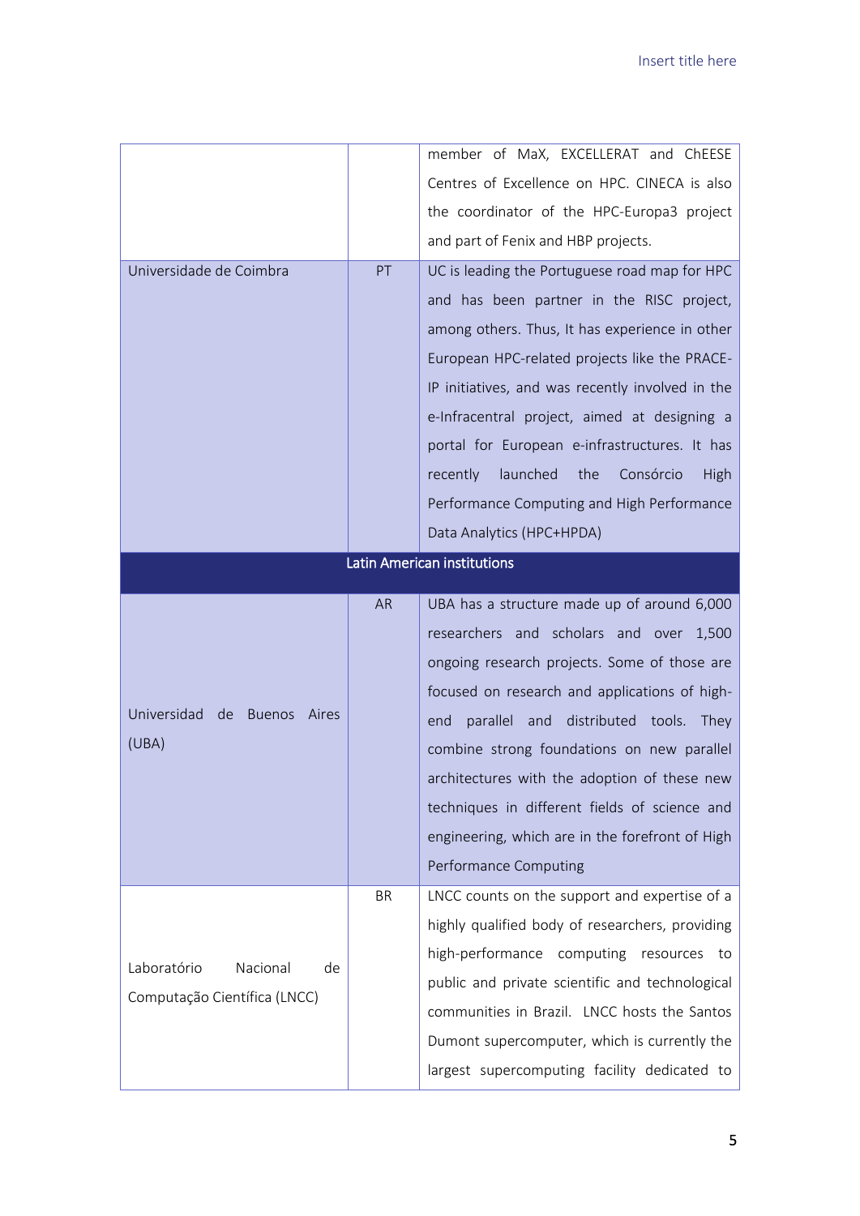| | | |
|---|---|---|
| | | member of MaX, EXCELLERAT and ChEESE Centres of Excellence on HPC. CINECA is also the coordinator of the HPC-Europa3 project and part of Fenix and HBP projects. |
| Universidade de Coimbra | PT | UC is leading the Portuguese road map for HPC and has been partner in the RISC project, among others. Thus, It has experience in other European HPC-related projects like the PRACE-IP initiatives, and was recently involved in the e-Infracentral project, aimed at designing a portal for European e-infrastructures. It has recently launched the Consórcio High Performance Computing and High Performance Data Analytics (HPC+HPDA) |
| **Latin American institutions** | | |
| Universidad de Buenos Aires (UBA) | AR | UBA has a structure made up of around 6,000 researchers and scholars and over 1,500 ongoing research projects. Some of those are focused on research and applications of high-end parallel and distributed tools. They combine strong foundations on new parallel architectures with the adoption of these new techniques in different fields of science and engineering, which are in the forefront of High Performance Computing |
| Laboratório Nacional de Computação Científica (LNCC) | BR | LNCC counts on the support and expertise of a highly qualified body of researchers, providing high-performance computing resources to public and private scientific and technological communities in Brazil. LNCC hosts the Santos Dumont supercomputer, which is currently the largest supercomputing facility dedicated to |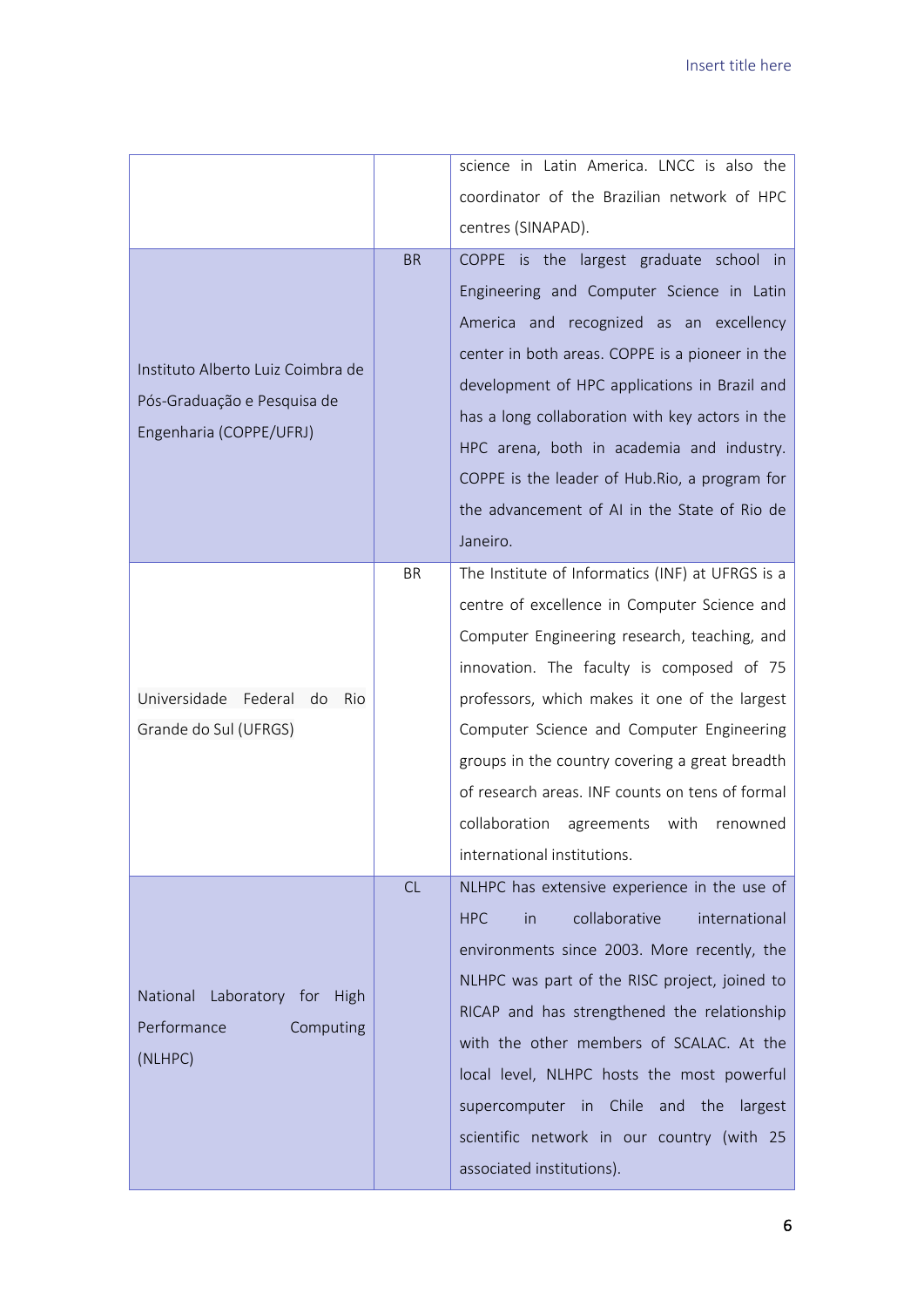| | | |
|---|---|---|
| | | science in Latin America. LNCC is also the coordinator of the Brazilian network of HPC centres (SINAPAD). |
| Instituto Alberto Luiz Coimbra de Pós-Graduação e Pesquisa de Engenharia (COPPE/UFRJ) | BR | COPPE is the largest graduate school in Engineering and Computer Science in Latin America and recognized as an excellency center in both areas. COPPE is a pioneer in the development of HPC applications in Brazil and has a long collaboration with key actors in the HPC arena, both in academia and industry. COPPE is the leader of Hub.Rio, a program for the advancement of AI in the State of Rio de Janeiro. |
| Universidade Federal do Rio Grande do Sul (UFRGS) | BR | The Institute of Informatics (INF) at UFRGS is a centre of excellence in Computer Science and Computer Engineering research, teaching, and innovation. The faculty is composed of 75 professors, which makes it one of the largest Computer Science and Computer Engineering groups in the country covering a great breadth of research areas. INF counts on tens of formal collaboration agreements with renowned international institutions. |
| National Laboratory for High Performance Computing (NLHPC) | CL | NLHPC has extensive experience in the use of HPC in collaborative international environments since 2003. More recently, the NLHPC was part of the RISC project, joined to RICAP and has strengthened the relationship with the other members of SCALAC. At the local level, NLHPC hosts the most powerful supercomputer in Chile and the largest scientific network in our country (with 25 associated institutions). |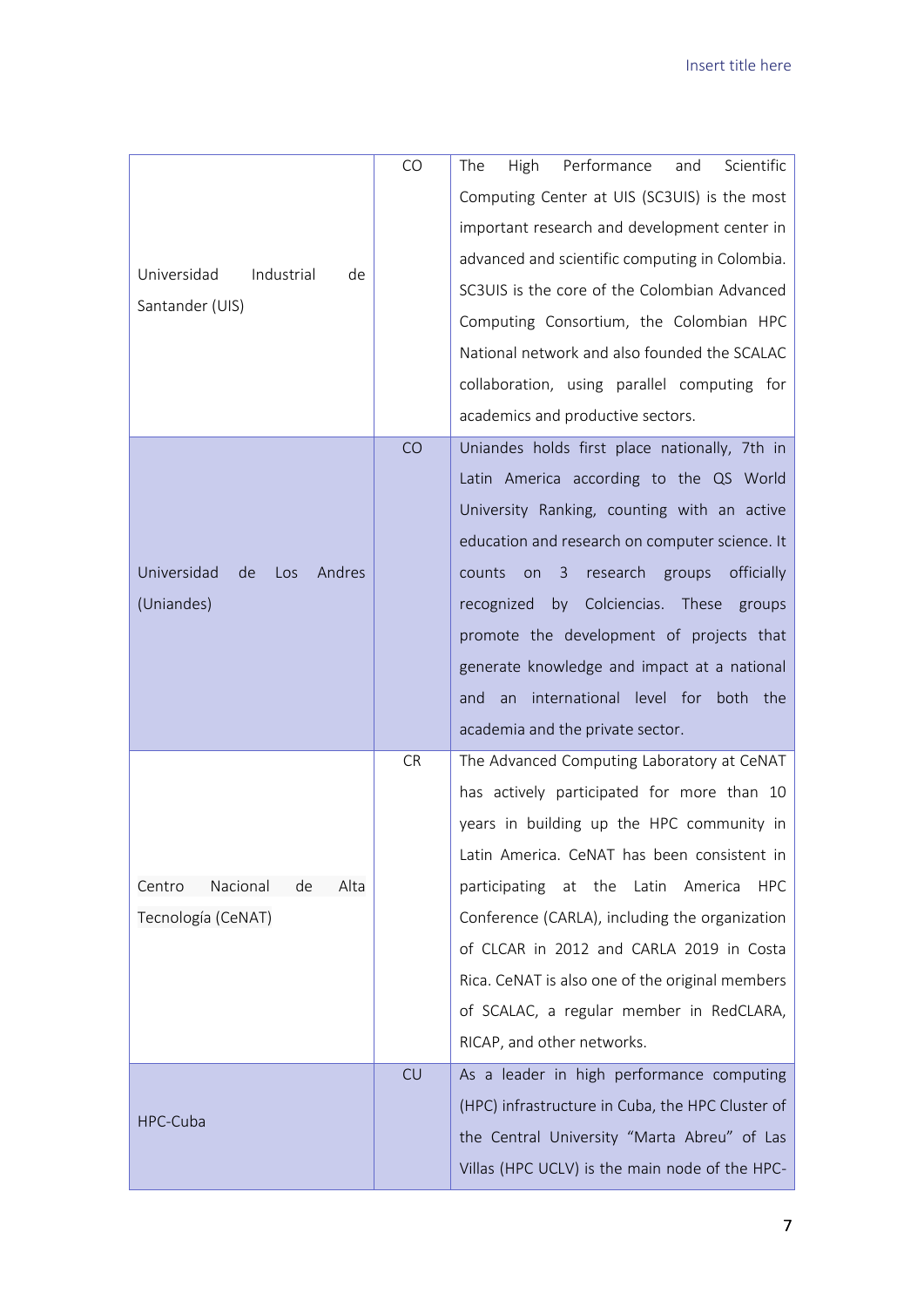| | | |
|---|---|---|
| Universidad Industrial de Santander (UIS) | CO | The High Performance and Scientific Computing Center at UIS (SC3UIS) is the most important research and development center in advanced and scientific computing in Colombia. SC3UIS is the core of the Colombian Advanced Computing Consortium, the Colombian HPC National network and also founded the SCALAC collaboration, using parallel computing for academics and productive sectors. |
| Universidad de Los Andres (Uniandes) | CO | Uniandes holds first place nationally, 7th in Latin America according to the QS World University Ranking, counting with an active education and research on computer science. It counts on 3 research groups officially recognized by Colciencias. These groups promote the development of projects that generate knowledge and impact at a national and an international level for both the academia and the private sector. |
| Centro Nacional de Alta Tecnología (CeNAT) | CR | The Advanced Computing Laboratory at CeNAT has actively participated for more than 10 years in building up the HPC community in Latin America. CeNAT has been consistent in participating at the Latin America HPC Conference (CARLA), including the organization of CLCAR in 2012 and CARLA 2019 in Costa Rica. CeNAT is also one of the original members of SCALAC, a regular member in RedCLARA, RICAP, and other networks. |
| HPC-Cuba | CU | As a leader in high performance computing (HPC) infrastructure in Cuba, the HPC Cluster of the Central University "Marta Abreu" of Las Villas (HPC UCLV) is the main node of the HPC- |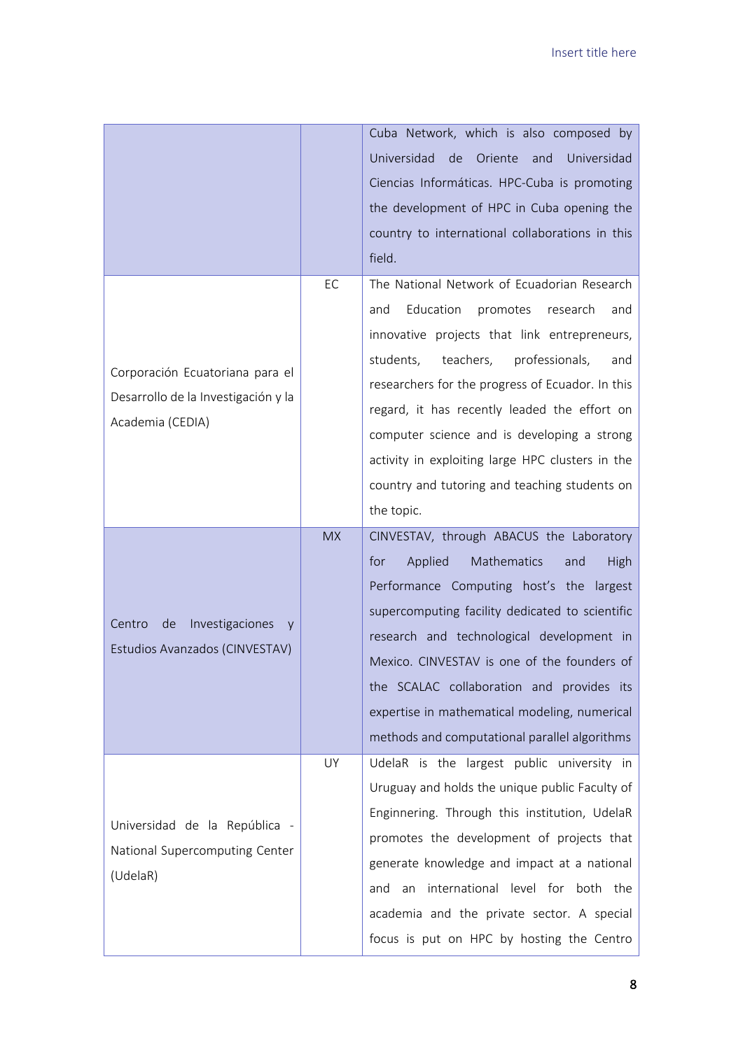| | | |
|---|---|---|
| | | Cuba Network, which is also composed by Universidad de Oriente and Universidad Ciencias Informáticas. HPC-Cuba is promoting the development of HPC in Cuba opening the country to international collaborations in this field. |
| Corporación Ecuatoriana para el Desarrollo de la Investigación y la Academia (CEDIA) | EC | The National Network of Ecuadorian Research and Education promotes research and innovative projects that link entrepreneurs, students, teachers, professionals, and researchers for the progress of Ecuador. In this regard, it has recently leaded the effort on computer science and is developing a strong activity in exploiting large HPC clusters in the country and tutoring and teaching students on the topic. |
| Centro de Investigaciones y Estudios Avanzados (CINVESTAV) | MX | CINVESTAV, through ABACUS the Laboratory for Applied Mathematics and High Performance Computing host's the largest supercomputing facility dedicated to scientific research and technological development in Mexico. CINVESTAV is one of the founders of the SCALAC collaboration and provides its expertise in mathematical modeling, numerical methods and computational parallel algorithms |
| Universidad de la República - National Supercomputing Center (UdelaR) | UY | UdelaR is the largest public university in Uruguay and holds the unique public Faculty of Enginnering. Through this institution, UdelaR promotes the development of projects that generate knowledge and impact at a national and an international level for both the academia and the private sector. A special focus is put on HPC by hosting the Centro |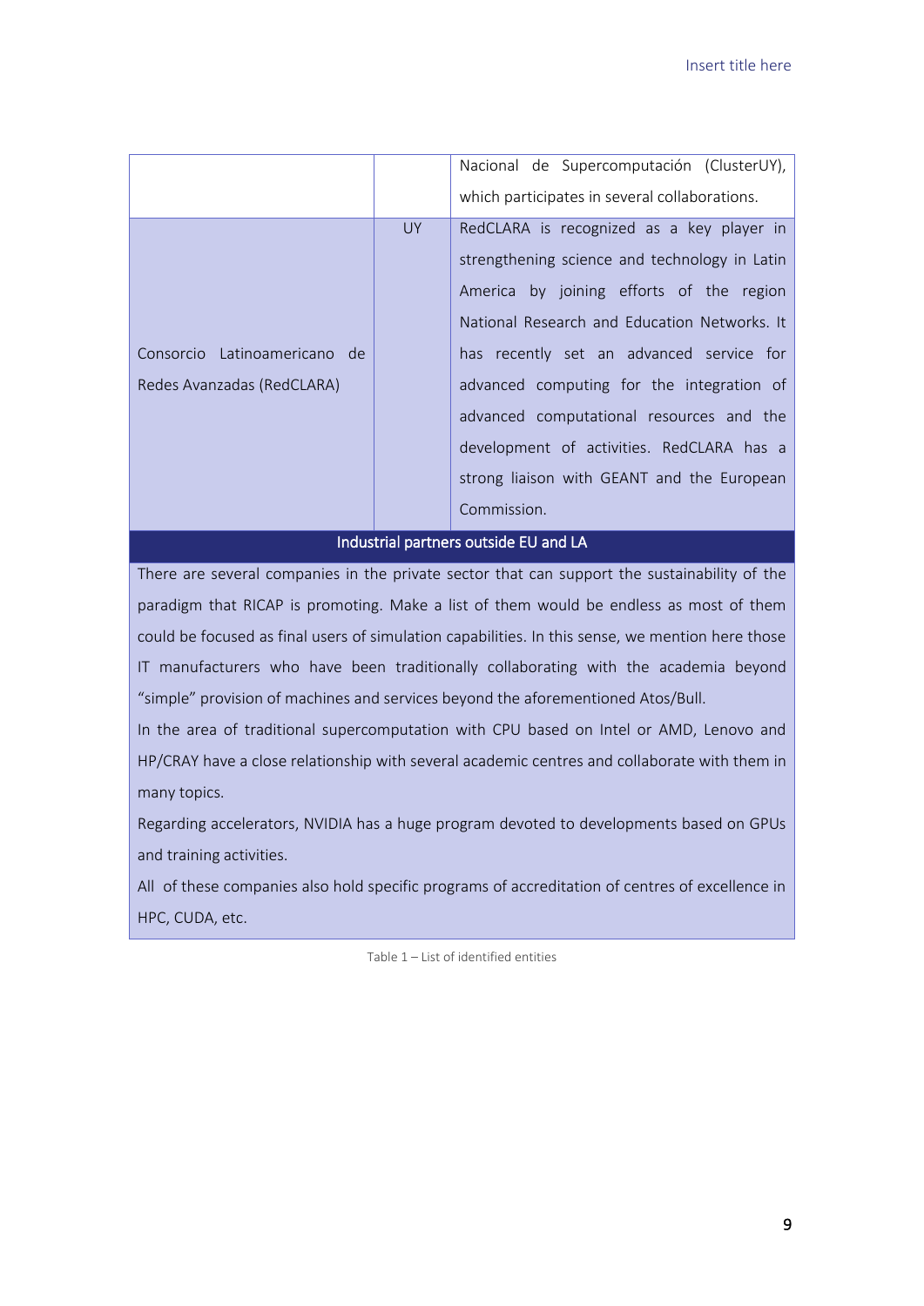| | | |
|---|---|---|
| | | Nacional de Supercomputación (ClusterUY), which participates in several collaborations. |
| Consorcio Latinoamericano de Redes Avanzadas (RedCLARA) | UY | RedCLARA is recognized as a key player in strengthening science and technology in Latin America by joining efforts of the region National Research and Education Networks. It has recently set an advanced service for advanced computing for the integration of advanced computational resources and the development of activities. RedCLARA has a strong liaison with GEANT and the European Commission. |
| **Industrial partners outside EU and LA** | | |
| There are several companies in the private sector that can support the sustainability of the paradigm that RICAP is promoting. Make a list of them would be endless as most of them could be focused as final users of simulation capabilities. In this sense, we mention here those IT manufacturers who have been traditionally collaborating with the academia beyond “simple” provision of machines and services beyond the aforementioned Atos/Bull. In the area of traditional supercomputation with CPU based on Intel or AMD, Lenovo and HP/CRAY have a close relationship with several academic centres and collaborate with them in many topics. Regarding accelerators, NVIDIA has a huge program devoted to developments based on GPUs and training activities. All of these companies also hold specific programs of accreditation of centres of excellence in HPC, CUDA, etc. | | |

Table 1 – List of identified entities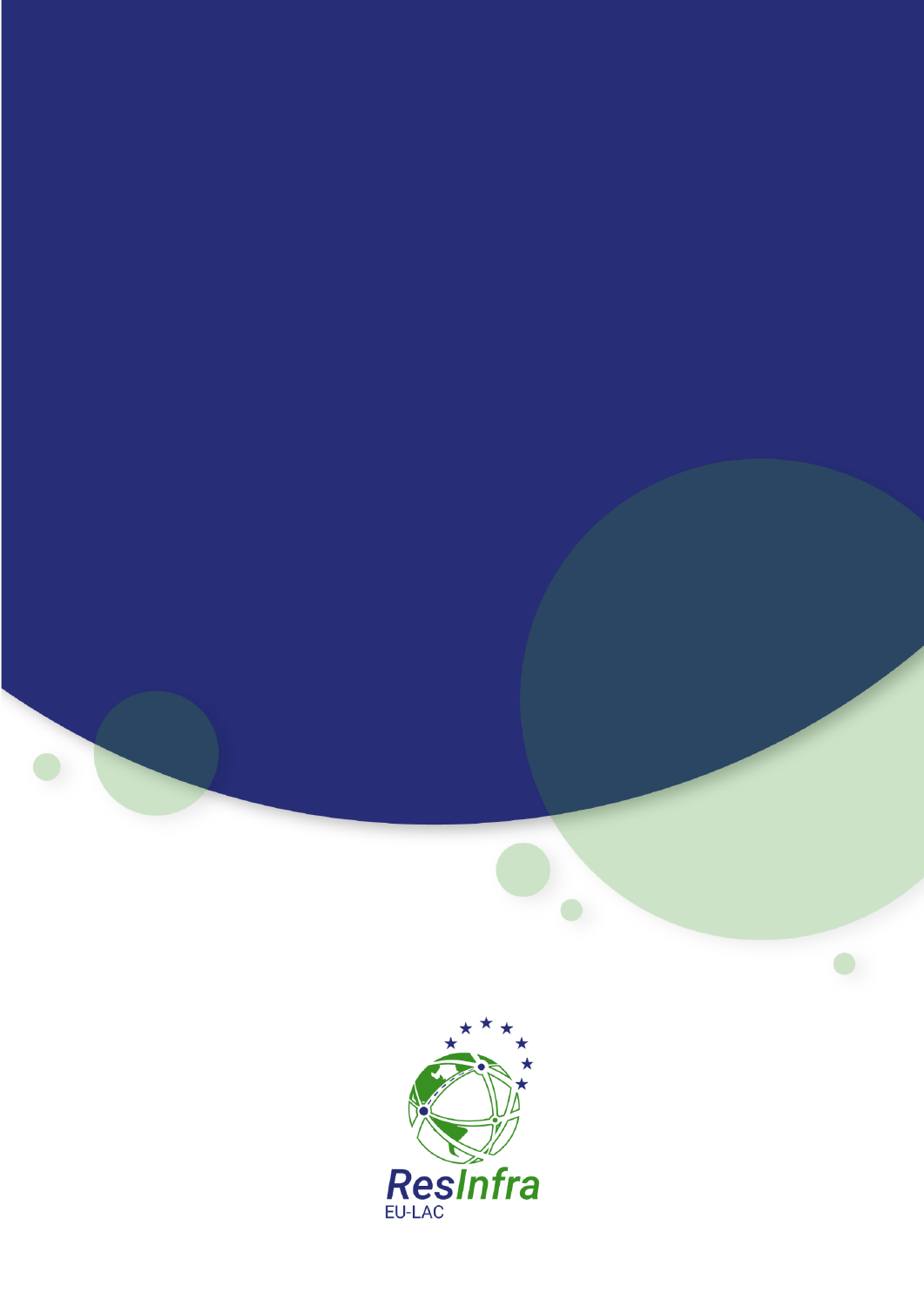ResInfra
EU-LAC